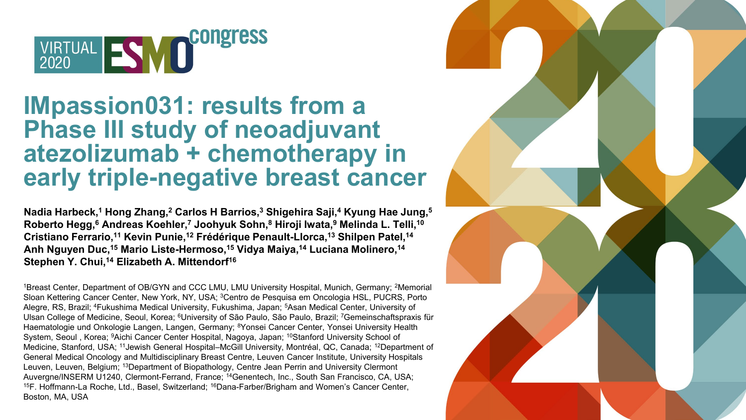VIRTUAL 2020 ESMO congress

# IMpassion031: results from a Phase III study of neoadjuvant atezolizumab + chemotherapy in early triple-negative breast cancer

**Nadia Harbeck,[1] Hong Zhang,[2] Carlos H Barrios,[3] Shigehira Saji,[4] Kyung Hae Jung,[5] Roberto Hegg,[6] Andreas Koehler,[7] Joohyuk Sohn,[8] Hiroji Iwata,[9] Melinda L. Telli,[10] Cristiano Ferrario,[11] Kevin Punie,[12] Frédérique Penault-Llorca,[13] Shilpen Patel,[14] Anh Nguyen Duc,[15] Mario Liste-Hermoso,[15] Vidya Maiya,[14] Luciana Molinero,[14] Stephen Y. Chui,[14] Elizabeth A. Mittendorf[16]**

[1]Breast Center, Department of OB/GYN and CCC LMU, LMU University Hospital, Munich, Germany; [2]Memorial Sloan Kettering Cancer Center, New York, NY, USA; [3]Centro de Pesquisa em Oncologia HSL, PUCRS, Porto Alegre, RS, Brazil; [4]Fukushima Medical University, Fukushima, Japan; [5]Asan Medical Center, University of Ulsan College of Medicine, Seoul, Korea; [6]University of São Paulo, São Paulo, Brazil; [7]Gemeinschaftspraxis für Haematologie und Onkologie Langen, Langen, Germany; [8]Yonsei Cancer Center, Yonsei University Health System, Seoul , Korea; [9]Aichi Cancer Center Hospital, Nagoya, Japan; [10]Stanford University School of Medicine, Stanford, USA; [11]Jewish General Hospital–McGill University, Montréal, QC, Canada; [12]Department of General Medical Oncology and Multidisciplinary Breast Centre, Leuven Cancer Institute, University Hospitals Leuven, Leuven, Belgium; [13]Department of Biopathology, Centre Jean Perrin and University Clermont Auvergne/INSERM U1240, Clermont-Ferrand, France; [14]Genentech, Inc., South San Francisco, CA, USA; [15]F. Hoffmann-La Roche, Ltd., Basel, Switzerland; [16]Dana-Farber/Brigham and Women's Cancer Center, Boston, MA, USA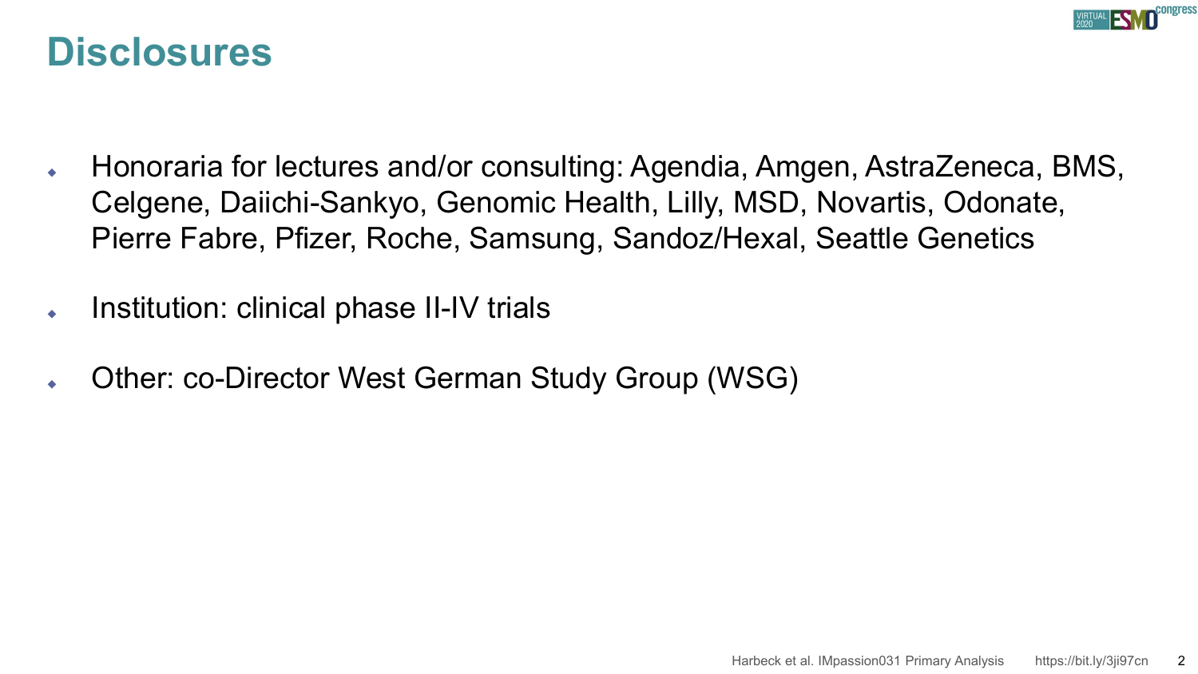# Disclosures

- Honoraria for lectures and/or consulting: Agendia, Amgen, AstraZeneca, BMS, Celgene, Daiichi-Sankyo, Genomic Health, Lilly, MSD, Novartis, Odonate, Pierre Fabre, Pfizer, Roche, Samsung, Sandoz/Hexal, Seattle Genetics
- Institution: clinical phase II-IV trials
- Other: co-Director West German Study Group (WSG)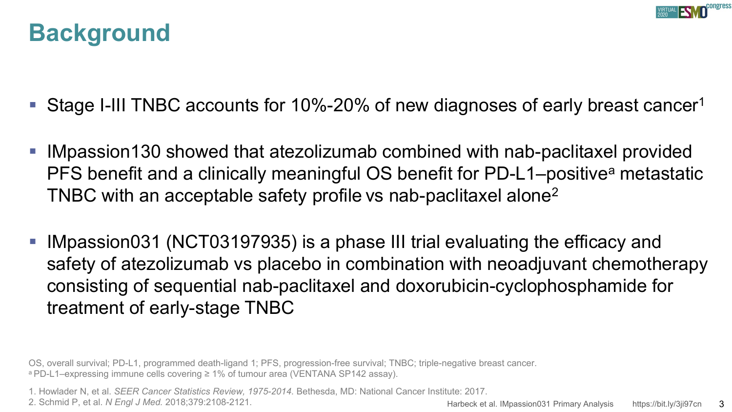# Background

- Stage I-III TNBC accounts for 10%-20% of new diagnoses of early breast cancer[1]
- IMpassion130 showed that atezolizumab combined with nab-paclitaxel provided PFS benefit and a clinically meaningful OS benefit for PD-L1–positive[a] metastatic TNBC with an acceptable safety profile vs nab-paclitaxel alone[2]
- IMpassion031 (NCT03197935) is a phase III trial evaluating the efficacy and safety of atezolizumab vs placebo in combination with neoadjuvant chemotherapy consisting of sequential nab-paclitaxel and doxorubicin-cyclophosphamide for treatment of early-stage TNBC

OS, overall survival; PD-L1, programmed death-ligand 1; PFS, progression-free survival; TNBC; triple-negative breast cancer.
[a] PD-L1–expressing immune cells covering ≥ 1% of tumour area (VENTANA SP142 assay).

1. Howlader N, et al. *SEER Cancer Statistics Review, 1975-2014*. Bethesda, MD: National Cancer Institute: 2017.
2. Schmid P, et al. *N Engl J Med.* 2018;379:2108-2121.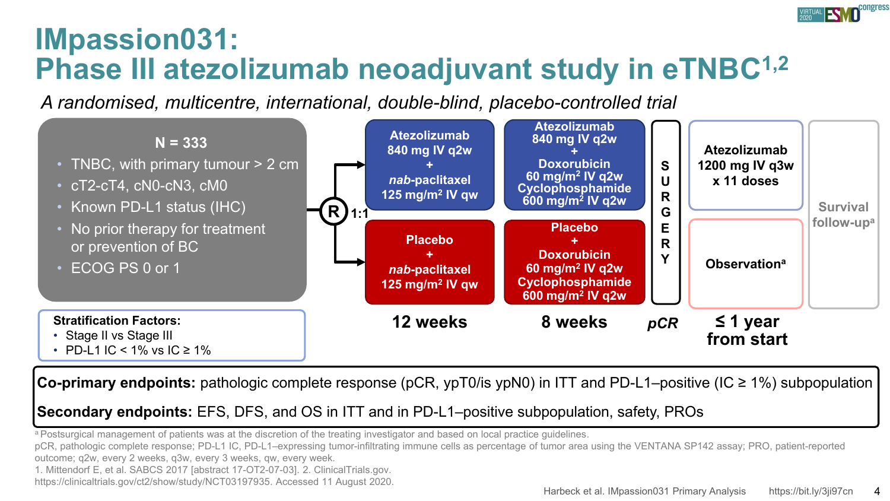# IMpassion031: Phase III atezolizumab neoadjuvant study in eTNBC[1,2]

*A randomised, multicentre, international, double-blind, placebo-controlled trial*

**N = 333**

- TNBC, with primary tumour > 2 cm
- cT2-cT4, cN0-cN3, cM0
- Known PD-L1 status (IHC)
- No prior therapy for treatment or prevention of BC
- ECOG PS 0 or 1

**Stratification Factors:**

- Stage II vs Stage III
- PD-L1 IC < 1% vs IC ≥ 1%

**R 1:1**

| Arm | 12 weeks | 8 weeks | SURGERY (*pCR*) | ≤ 1 year from start | |
|---|---|---|---|---|---|
| Atezolizumab | Atezolizumab 840 mg IV q2w + *nab*-paclitaxel 125 mg/m² IV qw | Atezolizumab 840 mg IV q2w + Doxorubicin 60 mg/m² IV q2w Cyclophosphamide 600 mg/m² IV q2w | SURGERY | Atezolizumab 1200 mg IV q3w x 11 doses | Survival follow-up[a] |
| Placebo | Placebo + *nab*-paclitaxel 125 mg/m² IV qw | Placebo + Doxorubicin 60 mg/m² IV q2w Cyclophosphamide 600 mg/m² IV q2w | SURGERY | Observation[a] | Survival follow-up[a] |

**Co-primary endpoints:** pathologic complete response (pCR, ypT0/is ypN0) in ITT and PD-L1–positive (IC ≥ 1%) subpopulation

**Secondary endpoints:** EFS, DFS, and OS in ITT and in PD-L1–positive subpopulation, safety, PROs

[a] Postsurgical management of patients was at the discretion of the treating investigator and based on local practice guidelines.

pCR, pathologic complete response; PD-L1 IC, PD-L1–expressing tumor-infiltrating immune cells as percentage of tumor area using the VENTANA SP142 assay; PRO, patient-reported outcome; q2w, every 2 weeks, q3w, every 3 weeks, qw, every week.

1. Mittendorf E, et al. SABCS 2017 [abstract 17-OT2-07-03]. 2. ClinicalTrials.gov. https://clinicaltrials.gov/ct2/show/study/NCT03197935. Accessed 11 August 2020.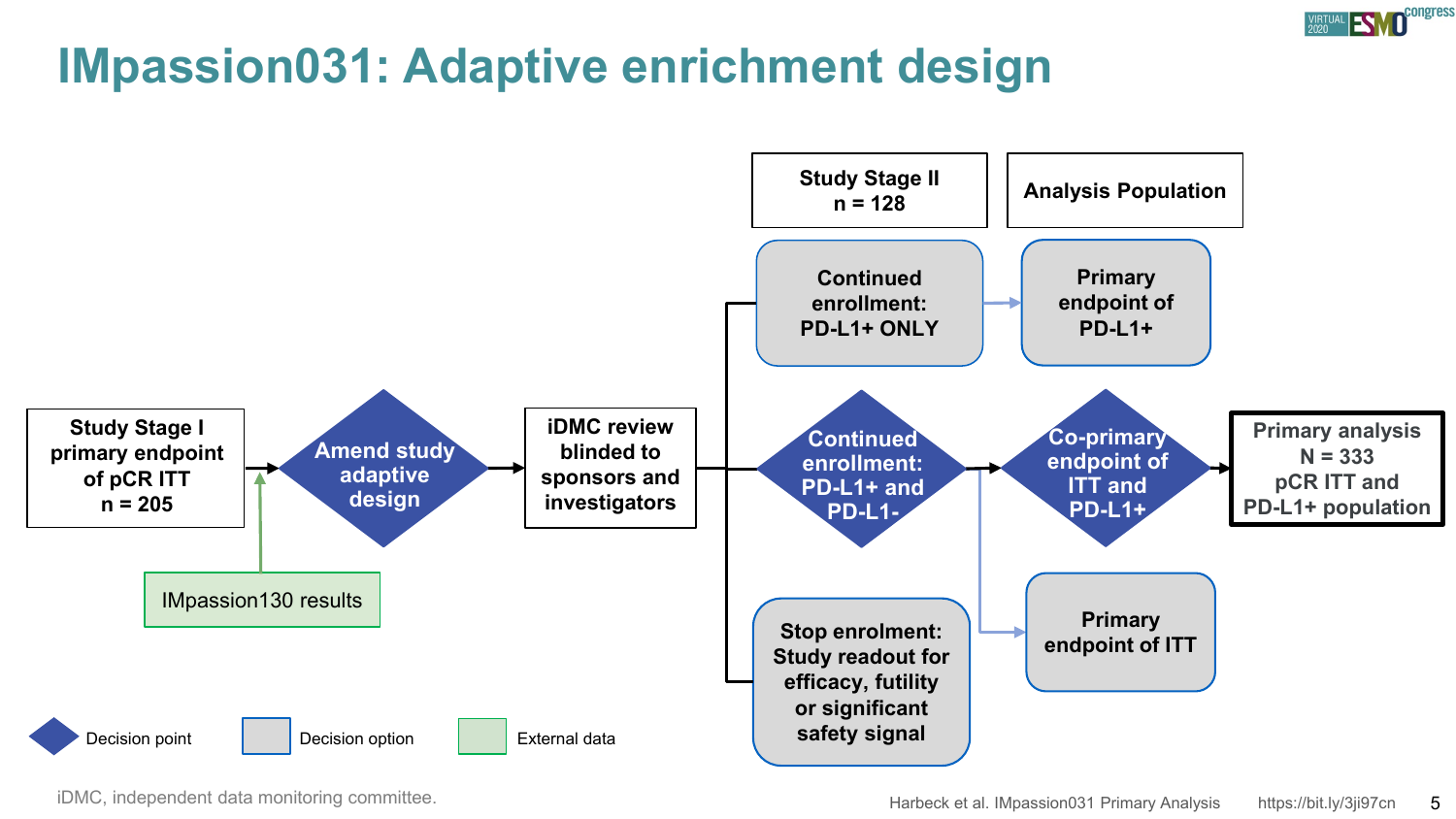# IMpassion031: Adaptive enrichment design

Study Stage I primary endpoint of pCR ITT
n = 205

IMpassion130 results

Amend study adaptive design

iDMC review blinded to sponsors and investigators

**Study Stage II**
**n = 128**

**Analysis Population**

Continued enrollment: PD-L1+ ONLY

Primary endpoint of PD-L1+

Continued enrollment: PD-L1+ and PD-L1-

Co-primary endpoint of ITT and PD-L1+

Primary analysis
N = 333
pCR ITT and PD-L1+ population

Primary endpoint of ITT

Stop enrolment: Study readout for efficacy, futility or significant safety signal

Decision point

Decision option

External data

iDMC, independent data monitoring committee.

Harbeck et al. IMpassion031 Primary Analysis https://bit.ly/3ji97cn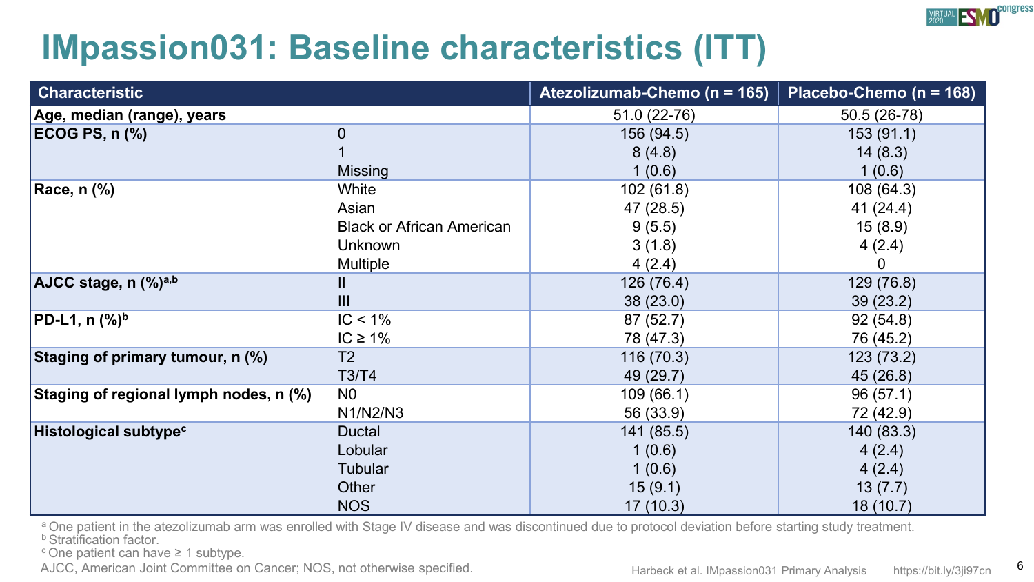# IMpassion031: Baseline characteristics (ITT)

| Characteristic | | Atezolizumab-Chemo (n = 165) | Placebo-Chemo (n = 168) |
|---|---|---|---|
| **Age, median (range), years** | | 51.0 (22-76) | 50.5 (26-78) |
| **ECOG PS, n (%)** | 0 | 156 (94.5) | 153 (91.1) |
| | 1 | 8 (4.8) | 14 (8.3) |
| | Missing | 1 (0.6) | 1 (0.6) |
| **Race, n (%)** | White | 102 (61.8) | 108 (64.3) |
| | Asian | 47 (28.5) | 41 (24.4) |
| | Black or African American | 9 (5.5) | 15 (8.9) |
| | Unknown | 3 (1.8) | 4 (2.4) |
| | Multiple | 4 (2.4) | 0 |
| **AJCC stage, n (%)[a,b]** | II | 126 (76.4) | 129 (76.8) |
| | III | 38 (23.0) | 39 (23.2) |
| **PD-L1, n (%)[b]** | IC < 1% | 87 (52.7) | 92 (54.8) |
| | IC ≥ 1% | 78 (47.3) | 76 (45.2) |
| **Staging of primary tumour, n (%)** | T2 | 116 (70.3) | 123 (73.2) |
| | T3/T4 | 49 (29.7) | 45 (26.8) |
| **Staging of regional lymph nodes, n (%)** | N0 | 109 (66.1) | 96 (57.1) |
| | N1/N2/N3 | 56 (33.9) | 72 (42.9) |
| **Histological subtype[c]** | Ductal | 141 (85.5) | 140 (83.3) |
| | Lobular | 1 (0.6) | 4 (2.4) |
| | Tubular | 1 (0.6) | 4 (2.4) |
| | Other | 15 (9.1) | 13 (7.7) |
| | NOS | 17 (10.3) | 18 (10.7) |

[a] One patient in the atezolizumab arm was enrolled with Stage IV disease and was discontinued due to protocol deviation before starting study treatment.
[b] Stratification factor.
[c] One patient can have ≥ 1 subtype.
AJCC, American Joint Committee on Cancer; NOS, not otherwise specified.

Harbeck et al. IMpassion031 Primary Analysis https://bit.ly/3ji97cn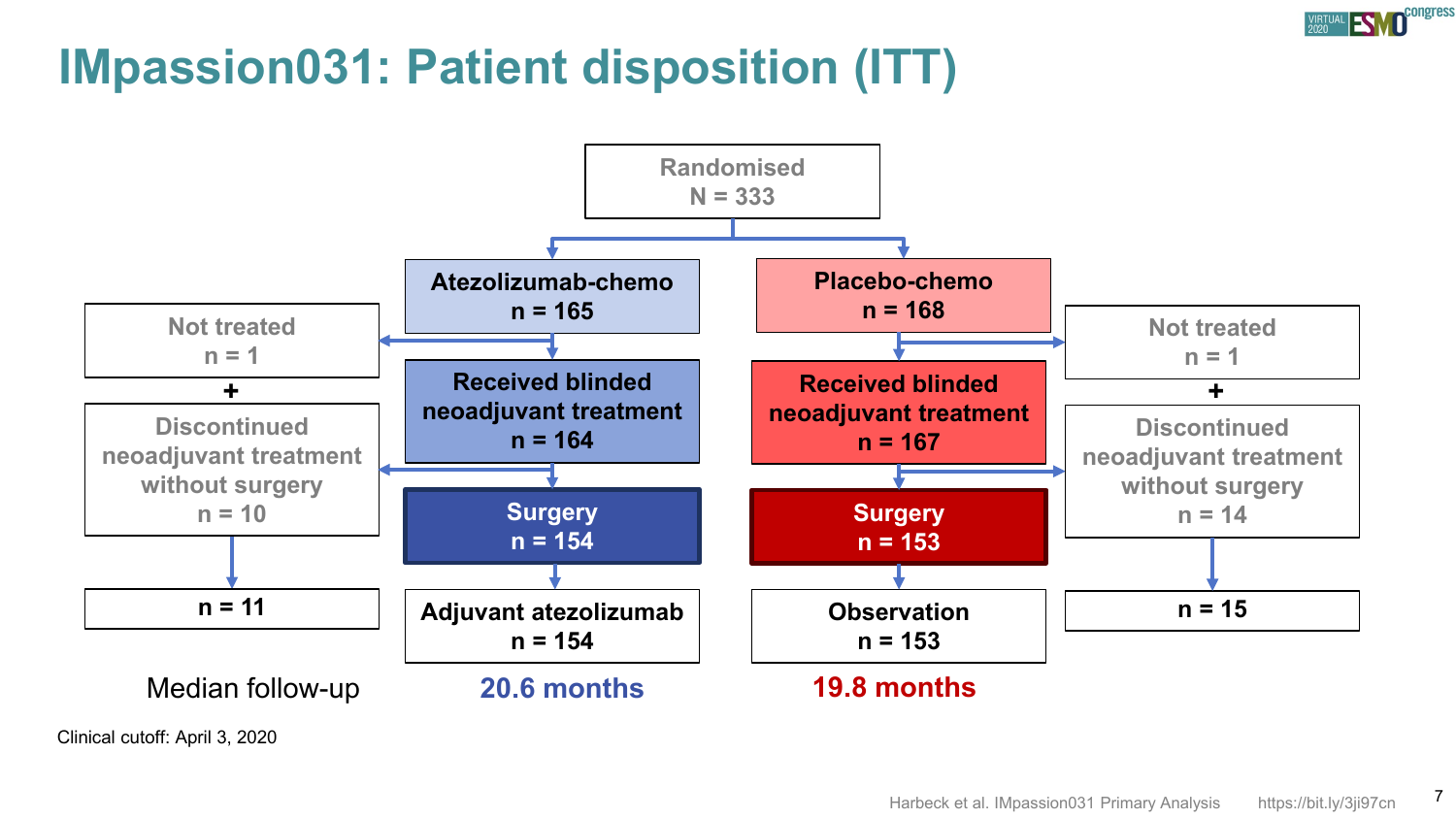# IMpassion031: Patient disposition (ITT)

Randomised
N = 333

| | Atezolizumab-chemo | Placebo-chemo | |
|---|---|---|---|
| | n = 165 | n = 168 | |
| Not treated n = 1 | | | Not treated n = 1 |
| + | Received blinded neoadjuvant treatment n = 164 | Received blinded neoadjuvant treatment n = 167 | + |
| Discontinued neoadjuvant treatment without surgery n = 10 | Surgery n = 154 | Surgery n = 153 | Discontinued neoadjuvant treatment without surgery n = 14 |
| n = 11 | Adjuvant atezolizumab n = 154 | Observation n = 153 | n = 15 |
| Median follow-up | 20.6 months | 19.8 months | |

Clinical cutoff: April 3, 2020

Harbeck et al. IMpassion031 Primary Analysis https://bit.ly/3ji97cn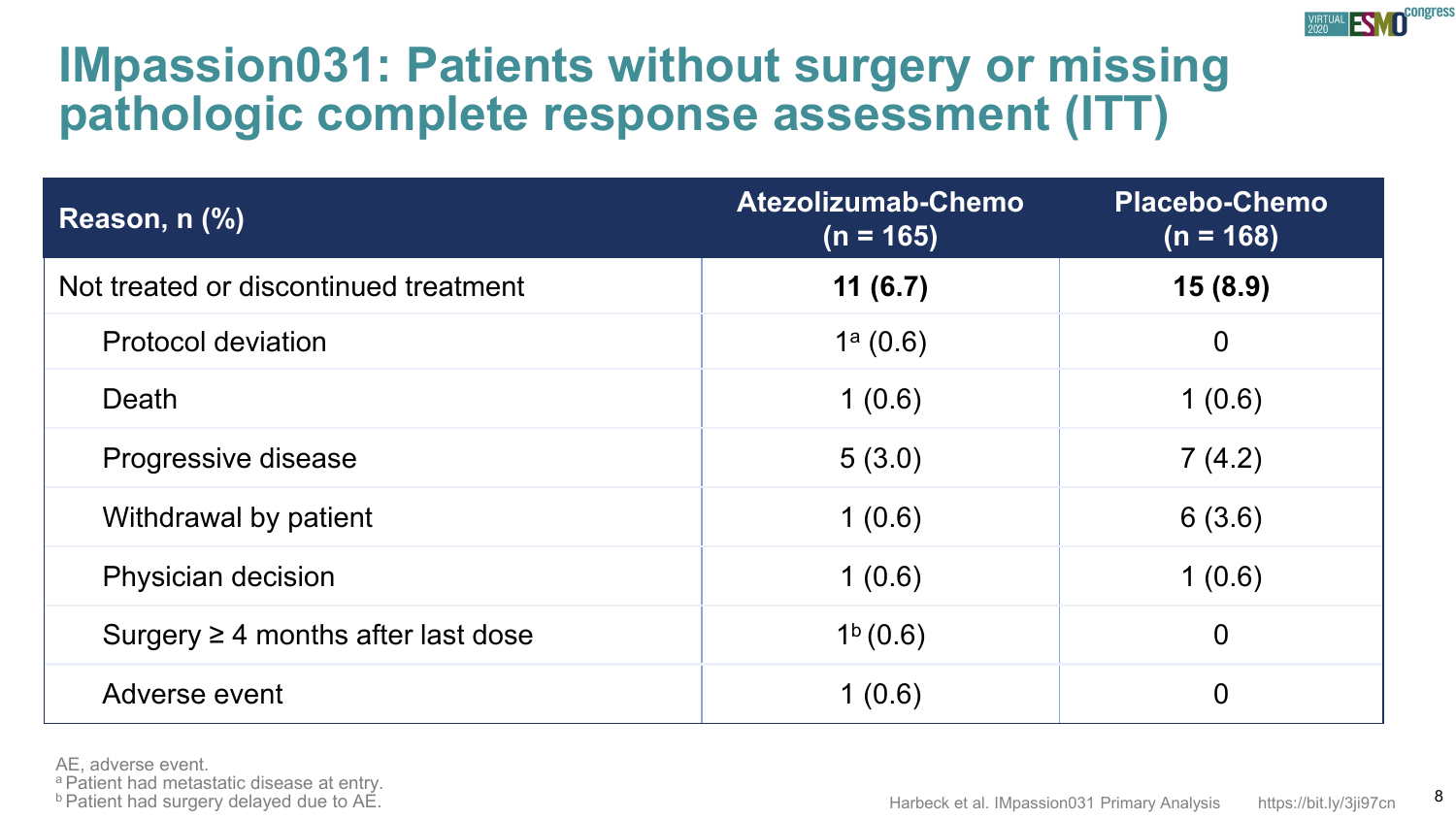# IMpassion031: Patients without surgery or missing pathologic complete response assessment (ITT)

| Reason, n (%) | Atezolizumab-Chemo (n = 165) | Placebo-Chemo (n = 168) |
|---|---|---|
| Not treated or discontinued treatment | **11 (6.7)** | **15 (8.9)** |
| Protocol deviation | 1[a] (0.6) | 0 |
| Death | 1 (0.6) | 1 (0.6) |
| Progressive disease | 5 (3.0) | 7 (4.2) |
| Withdrawal by patient | 1 (0.6) | 6 (3.6) |
| Physician decision | 1 (0.6) | 1 (0.6) |
| Surgery ≥ 4 months after last dose | 1[b] (0.6) | 0 |
| Adverse event | 1 (0.6) | 0 |

AE, adverse event.
[a] Patient had metastatic disease at entry.
[b] Patient had surgery delayed due to AE.

Harbeck et al. IMpassion031 Primary Analysis https://bit.ly/3ji97cn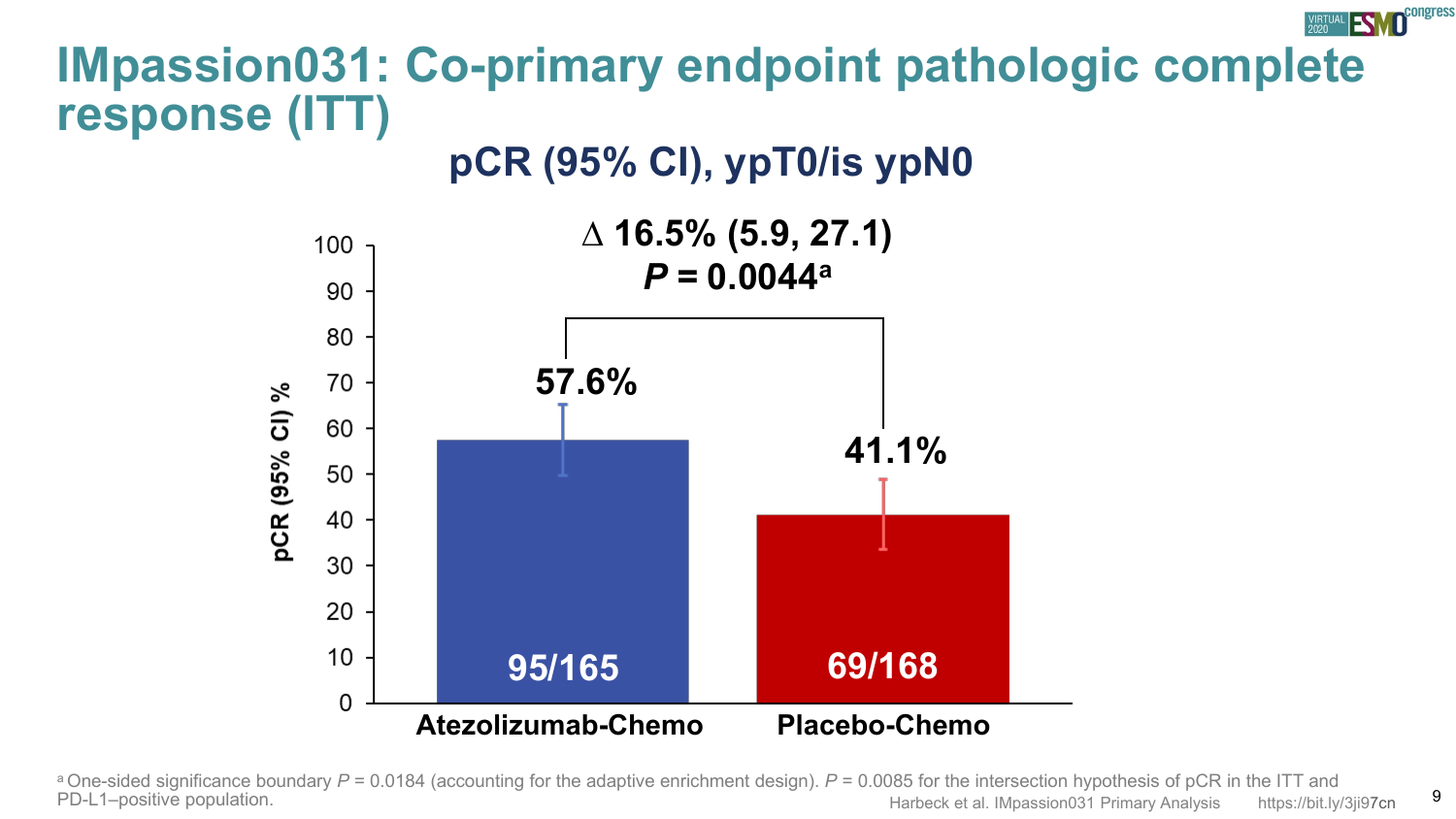# IMpassion031: Co-primary endpoint pathologic complete response (ITT)

## pCR (95% CI), ypT0/is ypN0

**Δ 16.5% (5.9, 27.1)**
***P* = 0.0044**[a]

| | Atezolizumab-Chemo | Placebo-Chemo |
|---|---|---|
| pCR (95% CI) % | 57.6% | 41.1% |
| n/N | 95/165 | 69/168 |

[a] One-sided significance boundary $P$ = 0.0184 (accounting for the adaptive enrichment design). $P$ = 0.0085 for the intersection hypothesis of pCR in the ITT and PD-L1–positive population.

Harbeck et al. IMpassion031 Primary Analysis https://bit.ly/3ji97cn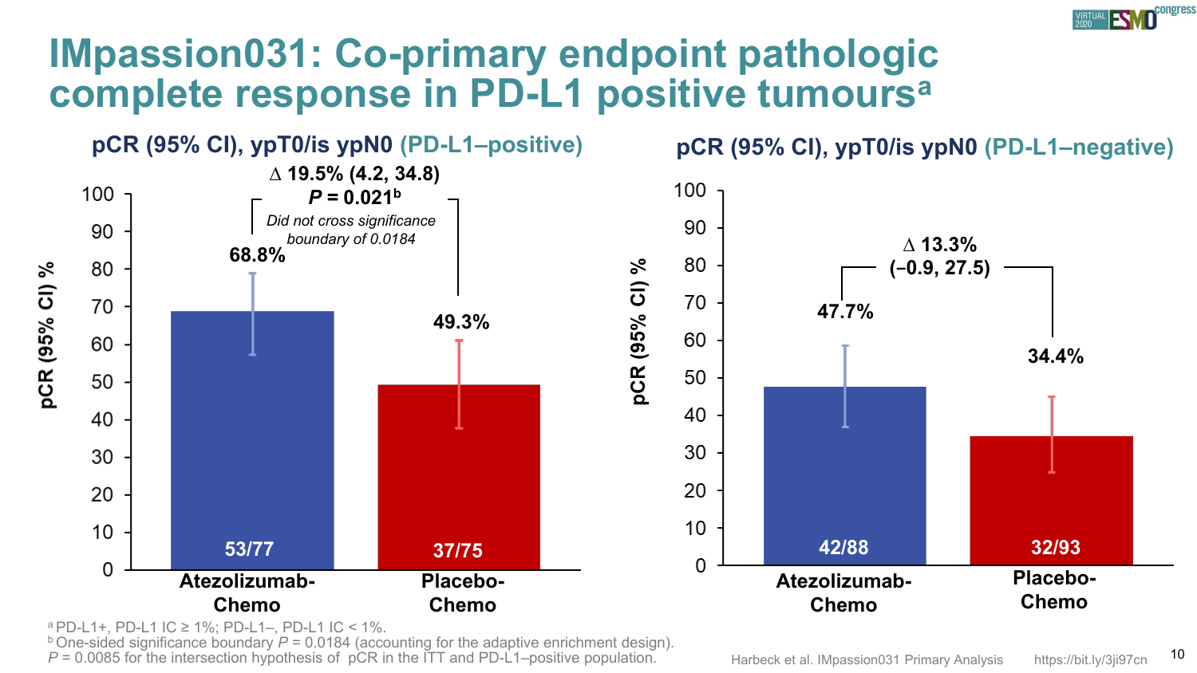# IMpassion031: Co-primary endpoint pathologic complete response in PD-L1 positive tumours[a]

## pCR (95% CI), ypT0/is ypN0 (PD-L1–positive)

Δ 19.5% (4.2, 34.8)
**P = 0.021[b]**
*Did not cross significance boundary of 0.0184*

| | Atezolizumab-Chemo | Placebo-Chemo |
|---|---|---|
| pCR (95% CI) % | 68.8% | 49.3% |
| n/N | 53/77 | 37/75 |

## pCR (95% CI), ypT0/is ypN0 (PD-L1–negative)

Δ 13.3% (−0.9, 27.5)

| | Atezolizumab-Chemo | Placebo-Chemo |
|---|---|---|
| pCR (95% CI) % | 47.7% | 34.4% |
| n/N | 42/88 | 32/93 |

[a] PD-L1+, PD-L1 IC ≥ 1%; PD-L1–, PD-L1 IC < 1%.
[b] One-sided significance boundary $P = 0.0184$ (accounting for the adaptive enrichment design). $P = 0.0085$ for the intersection hypothesis of pCR in the ITT and PD-L1–positive population.

Harbeck et al. IMpassion031 Primary Analysis https://bit.ly/3ji97cn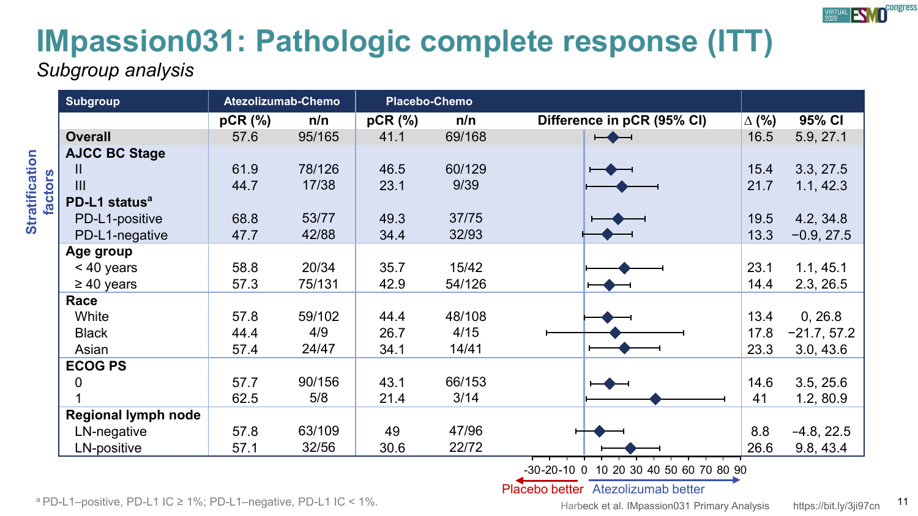# IMpassion031: Pathologic complete response (ITT)

*Subgroup analysis*

| Subgroup | Atezolizumab-Chemo pCR (%) | Atezolizumab-Chemo n/n | Placebo-Chemo pCR (%) | Placebo-Chemo n/n | Δ (%) | 95% CI |
|---|---|---|---|---|---|---|
| **Overall** | 57.6 | 95/165 | 41.1 | 69/168 | 16.5 | 5.9, 27.1 |
| **AJCC BC Stage** | | | | | | |
| II | 61.9 | 78/126 | 46.5 | 60/129 | 15.4 | 3.3, 27.5 |
| III | 44.7 | 17/38 | 23.1 | 9/39 | 21.7 | 1.1, 42.3 |
| **PD-L1 status**[a] | | | | | | |
| PD-L1-positive | 68.8 | 53/77 | 49.3 | 37/75 | 19.5 | 4.2, 34.8 |
| PD-L1-negative | 47.7 | 42/88 | 34.4 | 32/93 | 13.3 | −0.9, 27.5 |
| **Age group** | | | | | | |
| < 40 years | 58.8 | 20/34 | 35.7 | 15/42 | 23.1 | 1.1, 45.1 |
| ≥ 40 years | 57.3 | 75/131 | 42.9 | 54/126 | 14.4 | 2.3, 26.5 |
| **Race** | | | | | | |
| White | 57.8 | 59/102 | 44.4 | 48/108 | 13.4 | 0, 26.8 |
| Black | 44.4 | 4/9 | 26.7 | 4/15 | 17.8 | −21.7, 57.2 |
| Asian | 57.4 | 24/47 | 34.1 | 14/41 | 23.3 | 3.0, 43.6 |
| **ECOG PS** | | | | | | |
| 0 | 57.7 | 90/156 | 43.1 | 66/153 | 14.6 | 3.5, 25.6 |
| 1 | 62.5 | 5/8 | 21.4 | 3/14 | 41 | 1.2, 80.9 |
| **Regional lymph node** | | | | | | |
| LN-negative | 57.8 | 63/109 | 49 | 47/96 | 8.8 | −4.8, 22.5 |
| LN-positive | 57.1 | 32/56 | 30.6 | 22/72 | 26.6 | 9.8, 43.4 |

Stratification factors: AJCC BC Stage, PD-L1 status

Difference in pCR (95% CI): -30 to 90; ← Placebo better | Atezolizumab better →

[a] PD-L1–positive, PD-L1 IC ≥ 1%; PD-L1–negative, PD-L1 IC < 1%.

Harbeck et al. IMpassion031 Primary Analysis https://bit.ly/3ji97cn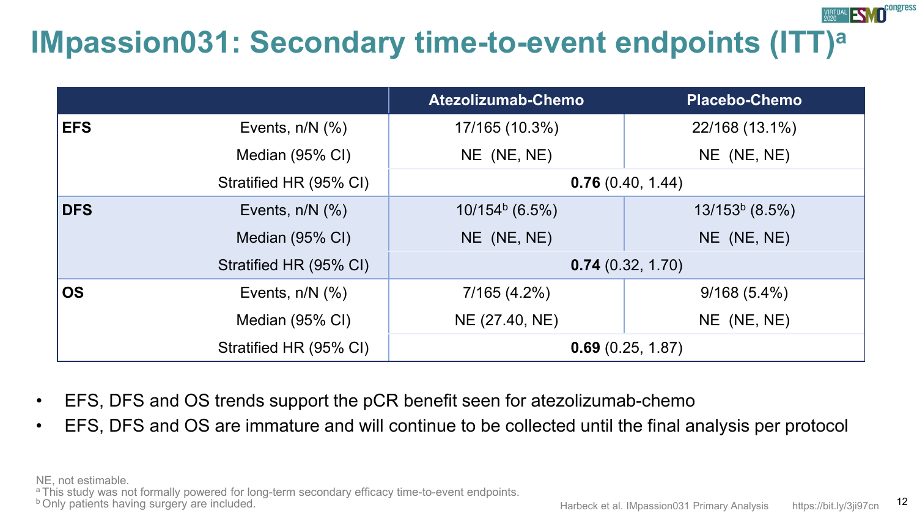# IMpassion031: Secondary time-to-event endpoints (ITT)[a]

| | | Atezolizumab-Chemo | Placebo-Chemo |
|---|---|---|---|
| **EFS** | Events, n/N (%) | 17/165 (10.3%) | 22/168 (13.1%) |
| | Median (95% CI) | NE (NE, NE) | NE (NE, NE) |
| | Stratified HR (95% CI) | **0.76** (0.40, 1.44) | |
| **DFS** | Events, n/N (%) | 10/154[b] (6.5%) | 13/153[b] (8.5%) |
| | Median (95% CI) | NE (NE, NE) | NE (NE, NE) |
| | Stratified HR (95% CI) | **0.74** (0.32, 1.70) | |
| **OS** | Events, n/N (%) | 7/165 (4.2%) | 9/168 (5.4%) |
| | Median (95% CI) | NE (27.40, NE) | NE (NE, NE) |
| | Stratified HR (95% CI) | **0.69** (0.25, 1.87) | |

- EFS, DFS and OS trends support the pCR benefit seen for atezolizumab-chemo
- EFS, DFS and OS are immature and will continue to be collected until the final analysis per protocol

NE, not estimable.
[a] This study was not formally powered for long-term secondary efficacy time-to-event endpoints.
[b] Only patients having surgery are included.

Harbeck et al. IMpassion031 Primary Analysis https://bit.ly/3ji97cn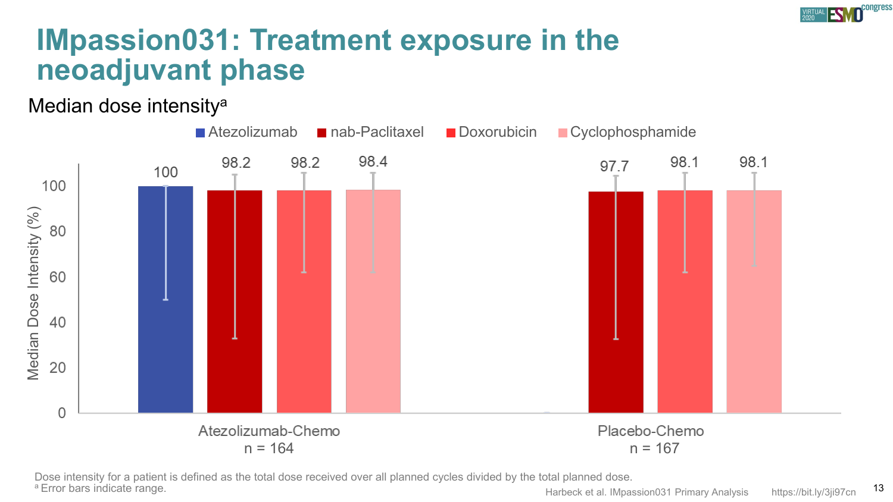# IMpassion031: Treatment exposure in the neoadjuvant phase

Median dose intensity[a]

| | Atezolizumab | nab-Paclitaxel | Doxorubicin | Cyclophosphamide |
|---|---|---|---|---|
| Atezolizumab-Chemo n = 164 | 100 | 98.2 | 98.2 | 98.4 |
| Placebo-Chemo n = 167 | | 97.7 | 98.1 | 98.1 |

Dose intensity for a patient is defined as the total dose received over all planned cycles divided by the total planned dose.

[a] Error bars indicate range.

Harbeck et al. IMpassion031 Primary Analysis https://bit.ly/3ji97cn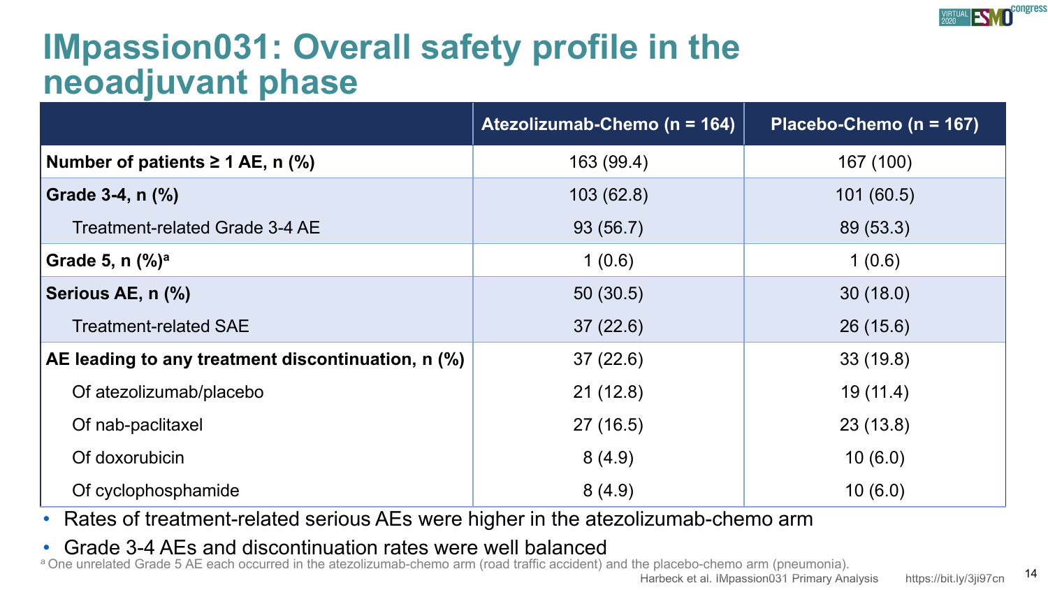# IMpassion031: Overall safety profile in the neoadjuvant phase

| | Atezolizumab-Chemo (n = 164) | Placebo-Chemo (n = 167) |
|---|---|---|
| **Number of patients ≥ 1 AE, n (%)** | 163 (99.4) | 167 (100) |
| **Grade 3-4, n (%)** | 103 (62.8) | 101 (60.5) |
| Treatment-related Grade 3-4 AE | 93 (56.7) | 89 (53.3) |
| **Grade 5, n (%)**[a] | 1 (0.6) | 1 (0.6) |
| **Serious AE, n (%)** | 50 (30.5) | 30 (18.0) |
| Treatment-related SAE | 37 (22.6) | 26 (15.6) |
| **AE leading to any treatment discontinuation, n (%)** | 37 (22.6) | 33 (19.8) |
| Of atezolizumab/placebo | 21 (12.8) | 19 (11.4) |
| Of nab-paclitaxel | 27 (16.5) | 23 (13.8) |
| Of doxorubicin | 8 (4.9) | 10 (6.0) |
| Of cyclophosphamide | 8 (4.9) | 10 (6.0) |

- Rates of treatment-related serious AEs were higher in the atezolizumab-chemo arm
- Grade 3-4 AEs and discontinuation rates were well balanced

[a] One unrelated Grade 5 AE each occurred in the atezolizumab-chemo arm (road traffic accident) and the placebo-chemo arm (pneumonia).

Harbeck et al. IMpassion031 Primary Analysis https://bit.ly/3ji97cn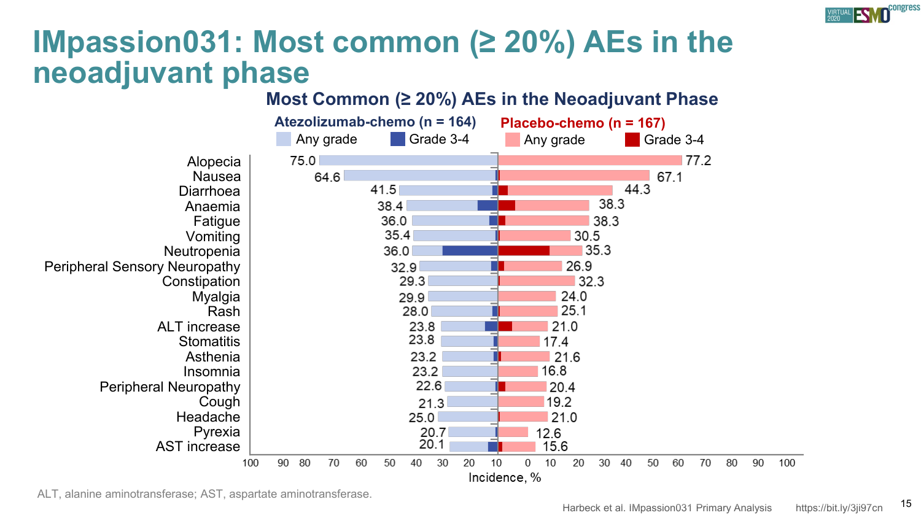# IMpassion031: Most common (≥ 20%) AEs in the neoadjuvant phase

## Most Common (≥ 20%) AEs in the Neoadjuvant Phase

| AE | Atezolizumab-chemo (n = 164) Any grade, % | Placebo-chemo (n = 167) Any grade, % |
|---|---|---|
| Alopecia | 75.0 | 77.2 |
| Nausea | 64.6 | 67.1 |
| Diarrhoea | 41.5 | 44.3 |
| Anaemia | 38.4 | 38.3 |
| Fatigue | 36.0 | 38.3 |
| Vomiting | 35.4 | 30.5 |
| Neutropenia | 36.0 | 35.3 |
| Peripheral Sensory Neuropathy | 32.9 | 26.9 |
| Constipation | 29.3 | 32.3 |
| Myalgia | 29.9 | 24.0 |
| Rash | 28.0 | 25.1 |
| ALT increase | 23.8 | 21.0 |
| Stomatitis | 23.8 | 17.4 |
| Asthenia | 23.2 | 21.6 |
| Insomnia | 23.2 | 16.8 |
| Peripheral Neuropathy | 22.6 | 20.4 |
| Cough | 21.3 | 19.2 |
| Headache | 25.0 | 21.0 |
| Pyrexia | 20.7 | 12.6 |
| AST increase | 20.1 | 15.6 |

Legend: Any grade; Grade 3-4

Incidence, %

ALT, alanine aminotransferase; AST, aspartate aminotransferase.

Harbeck et al. IMpassion031 Primary Analysis https://bit.ly/3ji97cn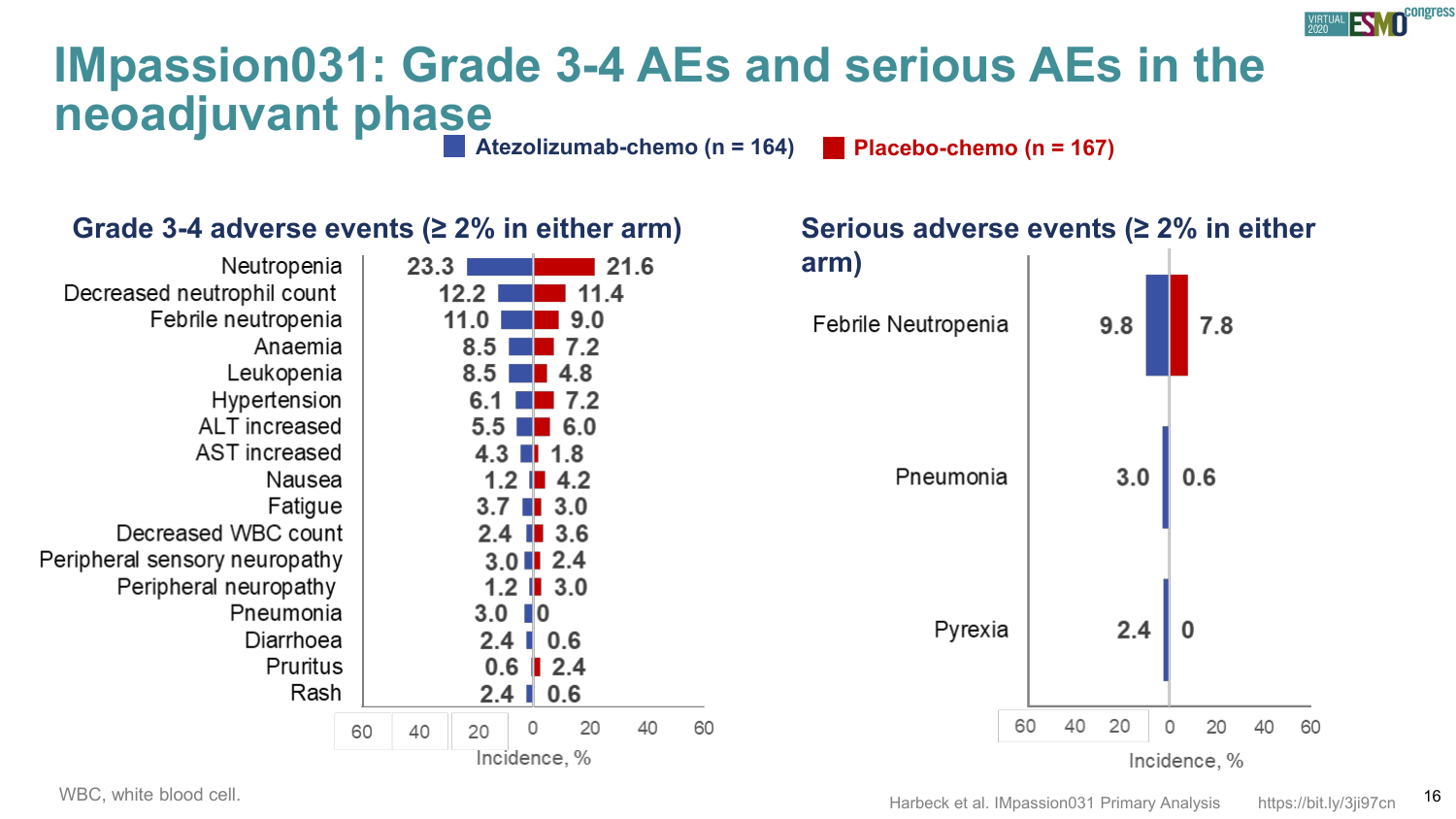# IMpassion031: Grade 3-4 AEs and serious AEs in the neoadjuvant phase

Atezolizumab-chemo (n = 164) | Placebo-chemo (n = 167)

## Grade 3-4 adverse events (≥ 2% in either arm)

| Adverse event | Atezolizumab-chemo (%) | Placebo-chemo (%) |
|---|---|---|
| Neutropenia | 23.3 | 21.6 |
| Decreased neutrophil count | 12.2 | 11.4 |
| Febrile neutropenia | 11.0 | 9.0 |
| Anaemia | 8.5 | 7.2 |
| Leukopenia | 8.5 | 4.8 |
| Hypertension | 6.1 | 7.2 |
| ALT increased | 5.5 | 6.0 |
| AST increased | 4.3 | 1.8 |
| Nausea | 1.2 | 4.2 |
| Fatigue | 3.7 | 3.0 |
| Decreased WBC count | 2.4 | 3.6 |
| Peripheral sensory neuropathy | 3.0 | 2.4 |
| Peripheral neuropathy | 1.2 | 3.0 |
| Pneumonia | 3.0 | 0 |
| Diarrhoea | 2.4 | 0.6 |
| Pruritus | 0.6 | 2.4 |
| Rash | 2.4 | 0.6 |

Incidence, %

## Serious adverse events (≥ 2% in either arm)

| Adverse event | Atezolizumab-chemo (%) | Placebo-chemo (%) |
|---|---|---|
| Febrile Neutropenia | 9.8 | 7.8 |
| Pneumonia | 3.0 | 0.6 |
| Pyrexia | 2.4 | 0 |

Incidence, %

WBC, white blood cell.

Harbeck et al. IMpassion031 Primary Analysis https://bit.ly/3ji97cn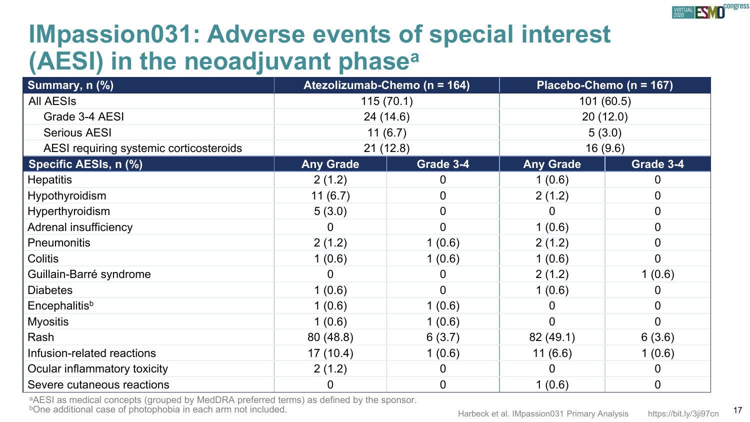# IMpassion031: Adverse events of special interest (AESI) in the neoadjuvant phase[a]

| Summary, n (%) | Atezolizumab-Chemo (n = 164) | | Placebo-Chemo (n = 167) | |
|---|---|---|---|---|
| All AESIs | 115 (70.1) | | 101 (60.5) | |
| Grade 3-4 AESI | 24 (14.6) | | 20 (12.0) | |
| Serious AESI | 11 (6.7) | | 5 (3.0) | |
| AESI requiring systemic corticosteroids | 21 (12.8) | | 16 (9.6) | |
| **Specific AESIs, n (%)** | **Any Grade** | **Grade 3-4** | **Any Grade** | **Grade 3-4** |
| Hepatitis | 2 (1.2) | 0 | 1 (0.6) | 0 |
| Hypothyroidism | 11 (6.7) | 0 | 2 (1.2) | 0 |
| Hyperthyroidism | 5 (3.0) | 0 | 0 | 0 |
| Adrenal insufficiency | 0 | 0 | 1 (0.6) | 0 |
| Pneumonitis | 2 (1.2) | 1 (0.6) | 2 (1.2) | 0 |
| Colitis | 1 (0.6) | 1 (0.6) | 1 (0.6) | 0 |
| Guillain-Barré syndrome | 0 | 0 | 2 (1.2) | 1 (0.6) |
| Diabetes | 1 (0.6) | 0 | 1 (0.6) | 0 |
| Encephalitis[b] | 1 (0.6) | 1 (0.6) | 0 | 0 |
| Myositis | 1 (0.6) | 1 (0.6) | 0 | 0 |
| Rash | 80 (48.8) | 6 (3.7) | 82 (49.1) | 6 (3.6) |
| Infusion-related reactions | 17 (10.4) | 1 (0.6) | 11 (6.6) | 1 (0.6) |
| Ocular inflammatory toxicity | 2 (1.2) | 0 | 0 | 0 |
| Severe cutaneous reactions | 0 | 0 | 1 (0.6) | 0 |

[a]AESI as medical concepts (grouped by MedDRA preferred terms) as defined by the sponsor.
[b]One additional case of photophobia in each arm not included.

Harbeck et al. IMpassion031 Primary Analysis https://bit.ly/3ji97cn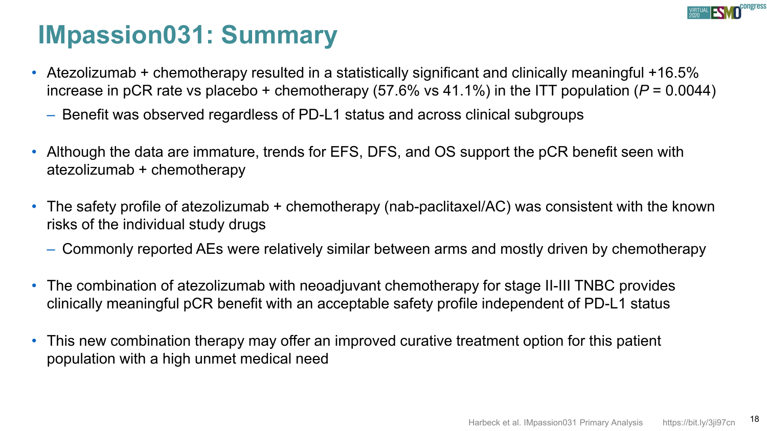# IMpassion031: Summary

- Atezolizumab + chemotherapy resulted in a statistically significant and clinically meaningful +16.5% increase in pCR rate vs placebo + chemotherapy (57.6% vs 41.1%) in the ITT population ($P$ = 0.0044)
  - Benefit was observed regardless of PD-L1 status and across clinical subgroups
- Although the data are immature, trends for EFS, DFS, and OS support the pCR benefit seen with atezolizumab + chemotherapy
- The safety profile of atezolizumab + chemotherapy (nab-paclitaxel/AC) was consistent with the known risks of the individual study drugs
  - Commonly reported AEs were relatively similar between arms and mostly driven by chemotherapy
- The combination of atezolizumab with neoadjuvant chemotherapy for stage II-III TNBC provides clinically meaningful pCR benefit with an acceptable safety profile independent of PD-L1 status
- This new combination therapy may offer an improved curative treatment option for this patient population with a high unmet medical need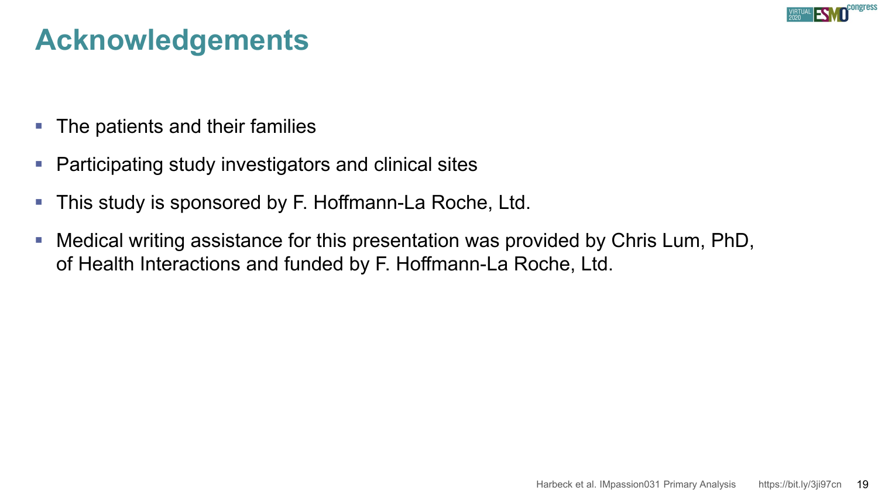# Acknowledgements

- The patients and their families
- Participating study investigators and clinical sites
- This study is sponsored by F. Hoffmann-La Roche, Ltd.
- Medical writing assistance for this presentation was provided by Chris Lum, PhD, of Health Interactions and funded by F. Hoffmann-La Roche, Ltd.